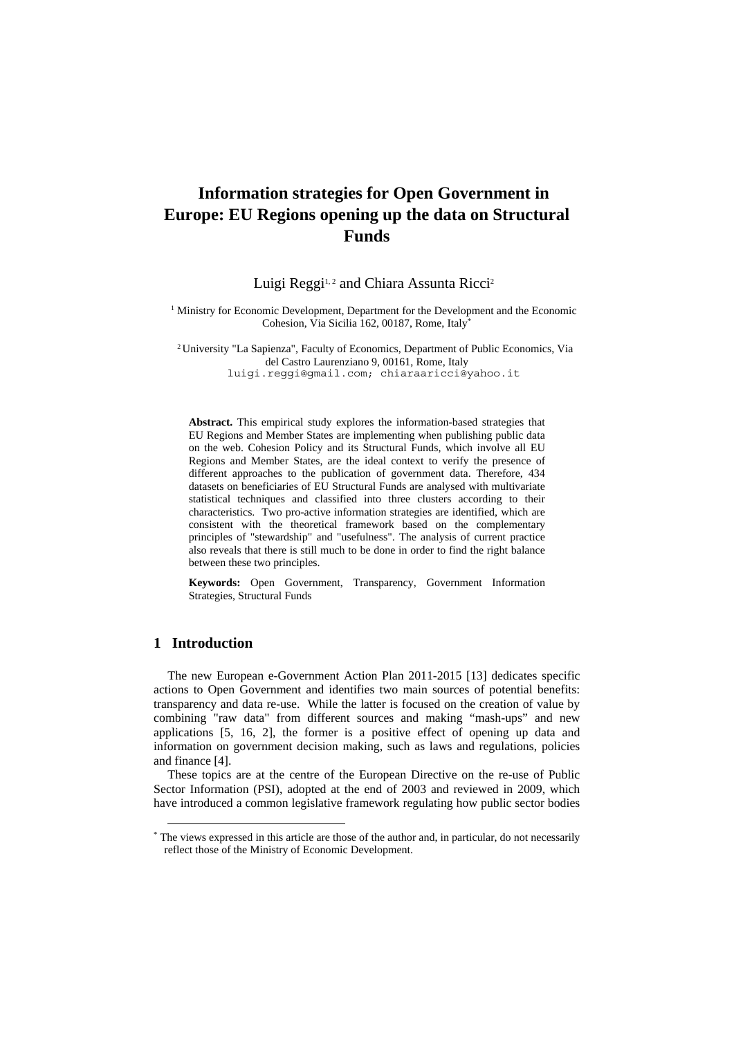# Information strategies for Open Government in Europe: EU Regions opening up the data on Structural Funds

Luigi Reggi[1, 2] and Chiara Assunta Ricci[2]

[1] Ministry for Economic Development, Department for the Development and the Economic Cohesion, Via Sicilia 162, 00187, Rome, Italy*

[2] University "La Sapienza", Faculty of Economics, Department of Public Economics, Via del Castro Laurenziano 9, 00161, Rome, Italy
luigi.reggi@gmail.com; chiaraaricci@yahoo.it

**Abstract.** This empirical study explores the information-based strategies that EU Regions and Member States are implementing when publishing public data on the web. Cohesion Policy and its Structural Funds, which involve all EU Regions and Member States, are the ideal context to verify the presence of different approaches to the publication of government data. Therefore, 434 datasets on beneficiaries of EU Structural Funds are analysed with multivariate statistical techniques and classified into three clusters according to their characteristics. Two pro-active information strategies are identified, which are consistent with the theoretical framework based on the complementary principles of "stewardship" and "usefulness". The analysis of current practice also reveals that there is still much to be done in order to find the right balance between these two principles.

**Keywords:** Open Government, Transparency, Government Information Strategies, Structural Funds

## 1 Introduction

The new European e-Government Action Plan 2011-2015 [13] dedicates specific actions to Open Government and identifies two main sources of potential benefits: transparency and data re-use. While the latter is focused on the creation of value by combining "raw data" from different sources and making "mash-ups" and new applications [5, 16, 2], the former is a positive effect of opening up data and information on government decision making, such as laws and regulations, policies and finance [4].

These topics are at the centre of the European Directive on the re-use of Public Sector Information (PSI), adopted at the end of 2003 and reviewed in 2009, which have introduced a common legislative framework regulating how public sector bodies

* The views expressed in this article are those of the author and, in particular, do not necessarily reflect those of the Ministry of Economic Development.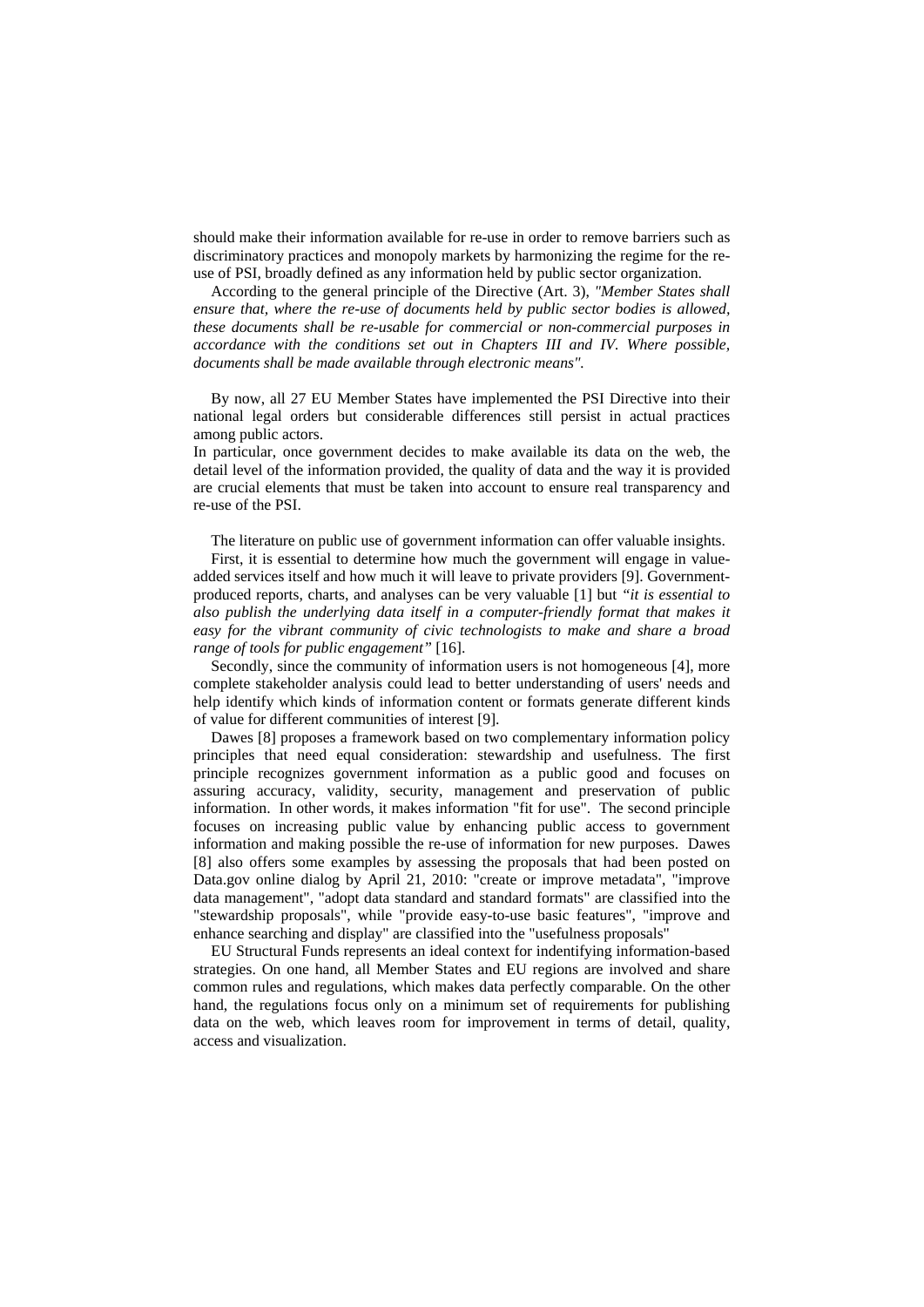should make their information available for re-use in order to remove barriers such as discriminatory practices and monopoly markets by harmonizing the regime for the re-use of PSI, broadly defined as any information held by public sector organization.

According to the general principle of the Directive (Art. 3), *"Member States shall ensure that, where the re-use of documents held by public sector bodies is allowed, these documents shall be re-usable for commercial or non-commercial purposes in accordance with the conditions set out in Chapters III and IV. Where possible, documents shall be made available through electronic means".*

By now, all 27 EU Member States have implemented the PSI Directive into their national legal orders but considerable differences still persist in actual practices among public actors.

In particular, once government decides to make available its data on the web, the detail level of the information provided, the quality of data and the way it is provided are crucial elements that must be taken into account to ensure real transparency and re-use of the PSI.

The literature on public use of government information can offer valuable insights.

First, it is essential to determine how much the government will engage in value-added services itself and how much it will leave to private providers [9]. Government-produced reports, charts, and analyses can be very valuable [1] but *"it is essential to also publish the underlying data itself in a computer-friendly format that makes it easy for the vibrant community of civic technologists to make and share a broad range of tools for public engagement"* [16].

Secondly, since the community of information users is not homogeneous [4], more complete stakeholder analysis could lead to better understanding of users' needs and help identify which kinds of information content or formats generate different kinds of value for different communities of interest [9].

Dawes [8] proposes a framework based on two complementary information policy principles that need equal consideration: stewardship and usefulness. The first principle recognizes government information as a public good and focuses on assuring accuracy, validity, security, management and preservation of public information. In other words, it makes information "fit for use". The second principle focuses on increasing public value by enhancing public access to government information and making possible the re-use of information for new purposes. Dawes [8] also offers some examples by assessing the proposals that had been posted on Data.gov online dialog by April 21, 2010: "create or improve metadata", "improve data management", "adopt data standard and standard formats" are classified into the "stewardship proposals", while "provide easy-to-use basic features", "improve and enhance searching and display" are classified into the "usefulness proposals"

EU Structural Funds represents an ideal context for indentifying information-based strategies. On one hand, all Member States and EU regions are involved and share common rules and regulations, which makes data perfectly comparable. On the other hand, the regulations focus only on a minimum set of requirements for publishing data on the web, which leaves room for improvement in terms of detail, quality, access and visualization.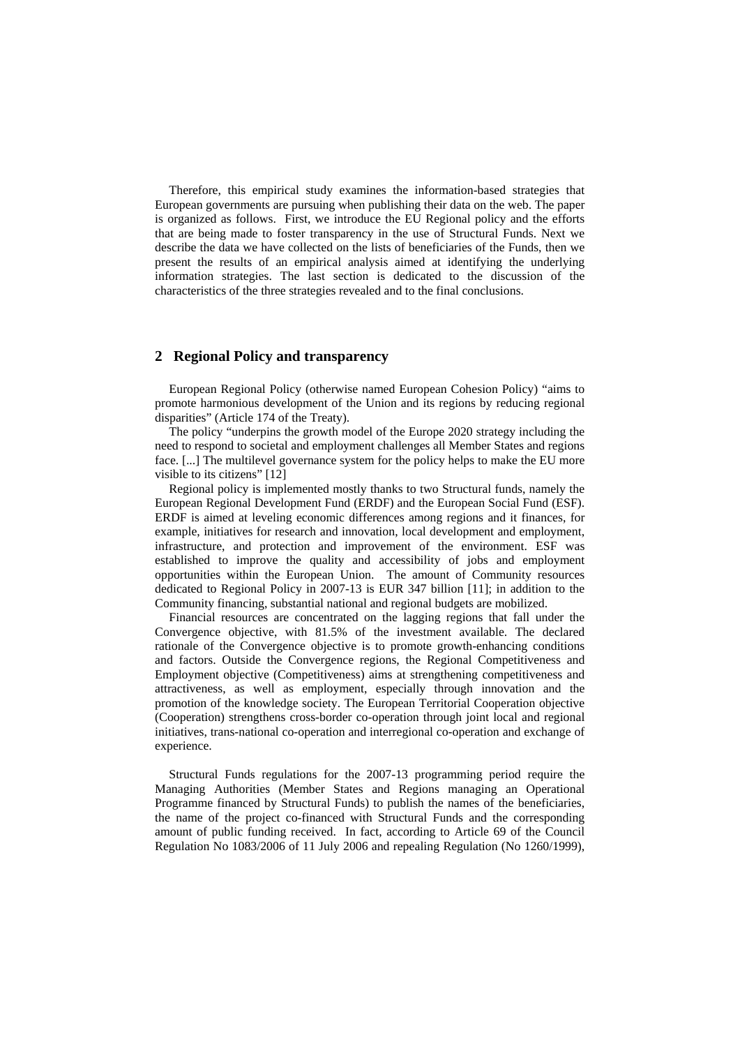Therefore, this empirical study examines the information-based strategies that European governments are pursuing when publishing their data on the web. The paper is organized as follows. First, we introduce the EU Regional policy and the efforts that are being made to foster transparency in the use of Structural Funds. Next we describe the data we have collected on the lists of beneficiaries of the Funds, then we present the results of an empirical analysis aimed at identifying the underlying information strategies. The last section is dedicated to the discussion of the characteristics of the three strategies revealed and to the final conclusions.

## 2 Regional Policy and transparency

European Regional Policy (otherwise named European Cohesion Policy) "aims to promote harmonious development of the Union and its regions by reducing regional disparities" (Article 174 of the Treaty).

The policy "underpins the growth model of the Europe 2020 strategy including the need to respond to societal and employment challenges all Member States and regions face. [...] The multilevel governance system for the policy helps to make the EU more visible to its citizens" [12]

Regional policy is implemented mostly thanks to two Structural funds, namely the European Regional Development Fund (ERDF) and the European Social Fund (ESF). ERDF is aimed at leveling economic differences among regions and it finances, for example, initiatives for research and innovation, local development and employment, infrastructure, and protection and improvement of the environment. ESF was established to improve the quality and accessibility of jobs and employment opportunities within the European Union. The amount of Community resources dedicated to Regional Policy in 2007-13 is EUR 347 billion [11]; in addition to the Community financing, substantial national and regional budgets are mobilized.

Financial resources are concentrated on the lagging regions that fall under the Convergence objective, with 81.5% of the investment available. The declared rationale of the Convergence objective is to promote growth-enhancing conditions and factors. Outside the Convergence regions, the Regional Competitiveness and Employment objective (Competitiveness) aims at strengthening competitiveness and attractiveness, as well as employment, especially through innovation and the promotion of the knowledge society. The European Territorial Cooperation objective (Cooperation) strengthens cross-border co-operation through joint local and regional initiatives, trans-national co-operation and interregional co-operation and exchange of experience.

Structural Funds regulations for the 2007-13 programming period require the Managing Authorities (Member States and Regions managing an Operational Programme financed by Structural Funds) to publish the names of the beneficiaries, the name of the project co-financed with Structural Funds and the corresponding amount of public funding received. In fact, according to Article 69 of the Council Regulation No 1083/2006 of 11 July 2006 and repealing Regulation (No 1260/1999),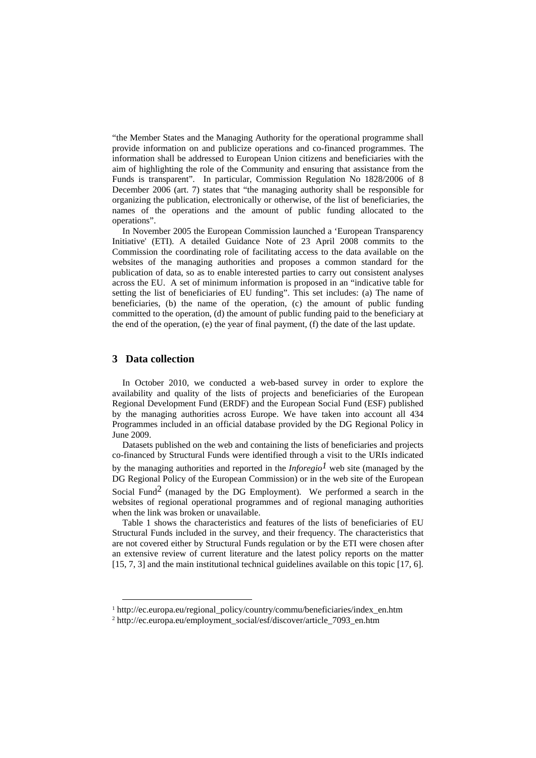"the Member States and the Managing Authority for the operational programme shall provide information on and publicize operations and co-financed programmes. The information shall be addressed to European Union citizens and beneficiaries with the aim of highlighting the role of the Community and ensuring that assistance from the Funds is transparent". In particular, Commission Regulation No 1828/2006 of 8 December 2006 (art. 7) states that "the managing authority shall be responsible for organizing the publication, electronically or otherwise, of the list of beneficiaries, the names of the operations and the amount of public funding allocated to the operations".

In November 2005 the European Commission launched a 'European Transparency Initiative' (ETI). A detailed Guidance Note of 23 April 2008 commits to the Commission the coordinating role of facilitating access to the data available on the websites of the managing authorities and proposes a common standard for the publication of data, so as to enable interested parties to carry out consistent analyses across the EU. A set of minimum information is proposed in an "indicative table for setting the list of beneficiaries of EU funding". This set includes: (a) The name of beneficiaries, (b) the name of the operation, (c) the amount of public funding committed to the operation, (d) the amount of public funding paid to the beneficiary at the end of the operation, (e) the year of final payment, (f) the date of the last update.

## 3 Data collection

In October 2010, we conducted a web-based survey in order to explore the availability and quality of the lists of projects and beneficiaries of the European Regional Development Fund (ERDF) and the European Social Fund (ESF) published by the managing authorities across Europe. We have taken into account all 434 Programmes included in an official database provided by the DG Regional Policy in June 2009.

Datasets published on the web and containing the lists of beneficiaries and projects co-financed by Structural Funds were identified through a visit to the URIs indicated by the managing authorities and reported in the *Inforegio*[1] web site (managed by the DG Regional Policy of the European Commission) or in the web site of the European Social Fund[2] (managed by the DG Employment). We performed a search in the websites of regional operational programmes and of regional managing authorities when the link was broken or unavailable.

Table 1 shows the characteristics and features of the lists of beneficiaries of EU Structural Funds included in the survey, and their frequency. The characteristics that are not covered either by Structural Funds regulation or by the ETI were chosen after an extensive review of current literature and the latest policy reports on the matter [15, 7, 3] and the main institutional technical guidelines available on this topic [17, 6].

[1] http://ec.europa.eu/regional_policy/country/commu/beneficiaries/index_en.htm

[2] http://ec.europa.eu/employment_social/esf/discover/article_7093_en.htm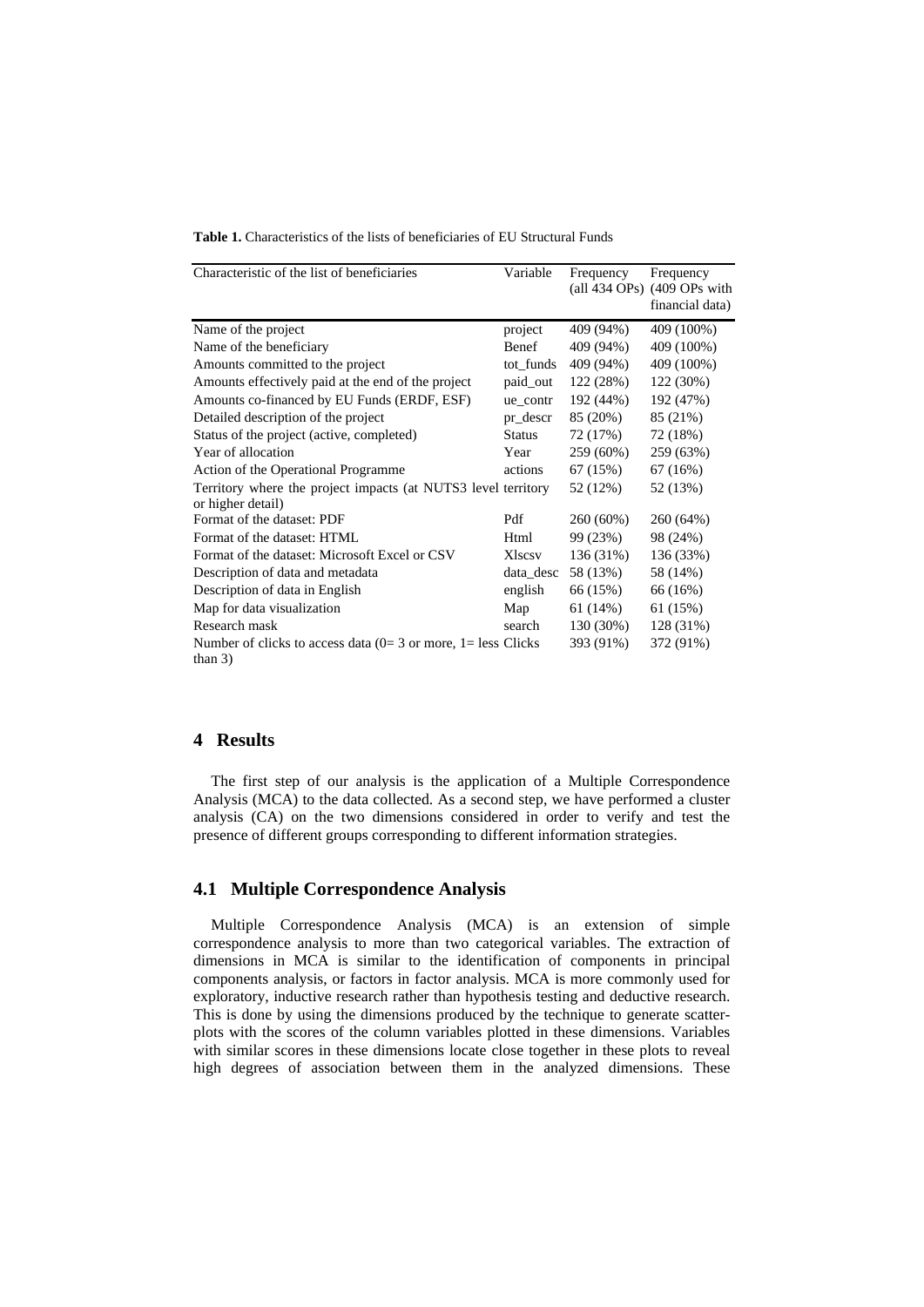**Table 1.** Characteristics of the lists of beneficiaries of EU Structural Funds

| Characteristic of the list of beneficiaries | Variable | Frequency (all 434 OPs) | Frequency (409 OPs with financial data) |
|---|---|---|---|
| Name of the project | project | 409 (94%) | 409 (100%) |
| Name of the beneficiary | Benef | 409 (94%) | 409 (100%) |
| Amounts committed to the project | tot_funds | 409 (94%) | 409 (100%) |
| Amounts effectively paid at the end of the project | paid_out | 122 (28%) | 122 (30%) |
| Amounts co-financed by EU Funds (ERDF, ESF) | ue_contr | 192 (44%) | 192 (47%) |
| Detailed description of the project | pr_descr | 85 (20%) | 85 (21%) |
| Status of the project (active, completed) | Status | 72 (17%) | 72 (18%) |
| Year of allocation | Year | 259 (60%) | 259 (63%) |
| Action of the Operational Programme | actions | 67 (15%) | 67 (16%) |
| Territory where the project impacts (at NUTS3 level or higher detail) | territory | 52 (12%) | 52 (13%) |
| Format of the dataset: PDF | Pdf | 260 (60%) | 260 (64%) |
| Format of the dataset: HTML | Html | 99 (23%) | 98 (24%) |
| Format of the dataset: Microsoft Excel or CSV | Xlscsv | 136 (31%) | 136 (33%) |
| Description of data and metadata | data_desc | 58 (13%) | 58 (14%) |
| Description of data in English | english | 66 (15%) | 66 (16%) |
| Map for data visualization | Map | 61 (14%) | 61 (15%) |
| Research mask | search | 130 (30%) | 128 (31%) |
| Number of clicks to access data (0= 3 or more, 1= less than 3) | Clicks | 393 (91%) | 372 (91%) |

## 4 Results

The first step of our analysis is the application of a Multiple Correspondence Analysis (MCA) to the data collected. As a second step, we have performed a cluster analysis (CA) on the two dimensions considered in order to verify and test the presence of different groups corresponding to different information strategies.

### 4.1 Multiple Correspondence Analysis

Multiple Correspondence Analysis (MCA) is an extension of simple correspondence analysis to more than two categorical variables. The extraction of dimensions in MCA is similar to the identification of components in principal components analysis, or factors in factor analysis. MCA is more commonly used for exploratory, inductive research rather than hypothesis testing and deductive research. This is done by using the dimensions produced by the technique to generate scatter-plots with the scores of the column variables plotted in these dimensions. Variables with similar scores in these dimensions locate close together in these plots to reveal high degrees of association between them in the analyzed dimensions. These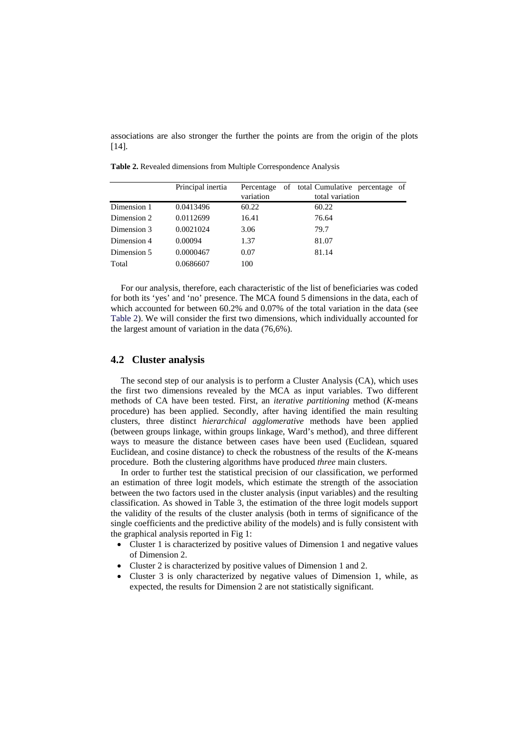associations are also stronger the further the points are from the origin of the plots [14].

**Table 2.** Revealed dimensions from Multiple Correspondence Analysis

| | Principal inertia | Percentage of total variation | Cumulative percentage of total variation |
|---|---|---|---|
| Dimension 1 | 0.0413496 | 60.22 | 60.22 |
| Dimension 2 | 0.0112699 | 16.41 | 76.64 |
| Dimension 3 | 0.0021024 | 3.06 | 79.7 |
| Dimension 4 | 0.00094 | 1.37 | 81.07 |
| Dimension 5 | 0.0000467 | 0.07 | 81.14 |
| Total | 0.0686607 | 100 | |

For our analysis, therefore, each characteristic of the list of beneficiaries was coded for both its 'yes' and 'no' presence. The MCA found 5 dimensions in the data, each of which accounted for between 60.2% and 0.07% of the total variation in the data (see Table 2). We will consider the first two dimensions, which individually accounted for the largest amount of variation in the data (76,6%).

## 4.2 Cluster analysis

The second step of our analysis is to perform a Cluster Analysis (CA), which uses the first two dimensions revealed by the MCA as input variables. Two different methods of CA have been tested. First, an *iterative partitioning* method (*K*-means procedure) has been applied. Secondly, after having identified the main resulting clusters, three distinct *hierarchical agglomerative* methods have been applied (between groups linkage, within groups linkage, Ward's method), and three different ways to measure the distance between cases have been used (Euclidean, squared Euclidean, and cosine distance) to check the robustness of the results of the *K*-means procedure. Both the clustering algorithms have produced *three* main clusters.

In order to further test the statistical precision of our classification, we performed an estimation of three logit models, which estimate the strength of the association between the two factors used in the cluster analysis (input variables) and the resulting classification. As showed in Table 3, the estimation of the three logit models support the validity of the results of the cluster analysis (both in terms of significance of the single coefficients and the predictive ability of the models) and is fully consistent with the graphical analysis reported in Fig 1:

- Cluster 1 is characterized by positive values of Dimension 1 and negative values of Dimension 2.
- Cluster 2 is characterized by positive values of Dimension 1 and 2.
- Cluster 3 is only characterized by negative values of Dimension 1, while, as expected, the results for Dimension 2 are not statistically significant.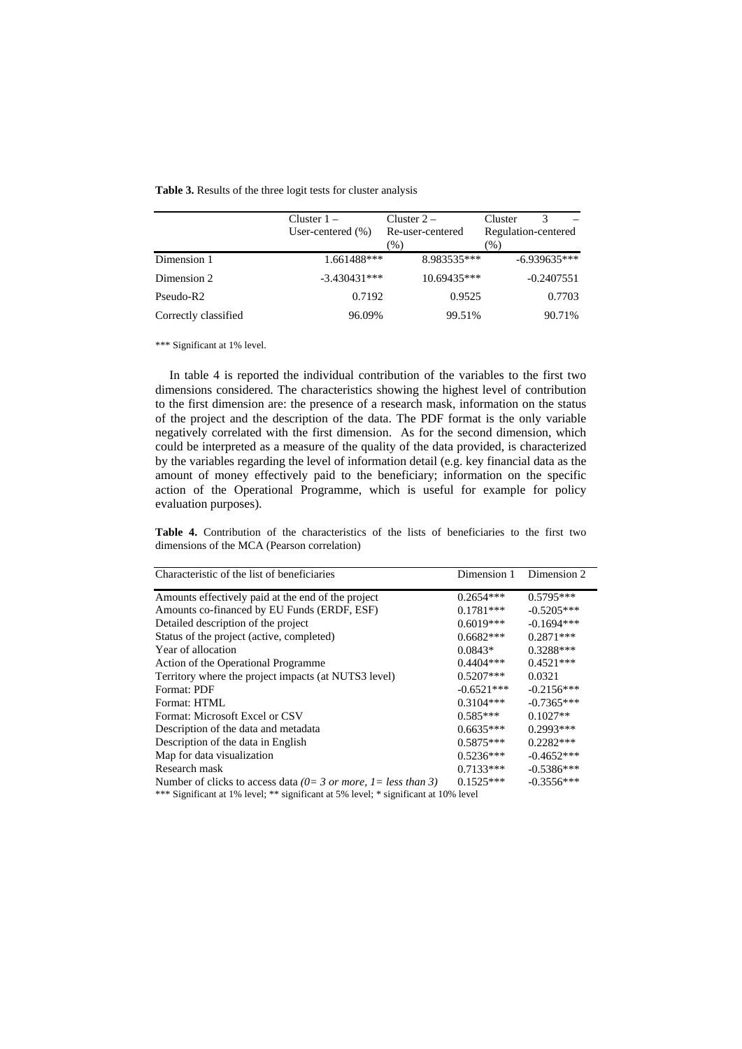**Table 3.** Results of the three logit tests for cluster analysis

| | Cluster 1 – User-centered (%) | Cluster 2 – Re-user-centered (%) | Cluster 3 – Regulation-centered (%) |
|---|---|---|---|
| Dimension 1 | 1.661488*** | 8.983535*** | -6.939635*** |
| Dimension 2 | -3.430431*** | 10.69435*** | -0.2407551 |
| Pseudo-R2 | 0.7192 | 0.9525 | 0.7703 |
| Correctly classified | 96.09% | 99.51% | 90.71% |

*** Significant at 1% level.

In table 4 is reported the individual contribution of the variables to the first two dimensions considered. The characteristics showing the highest level of contribution to the first dimension are: the presence of a research mask, information on the status of the project and the description of the data. The PDF format is the only variable negatively correlated with the first dimension. As for the second dimension, which could be interpreted as a measure of the quality of the data provided, is characterized by the variables regarding the level of information detail (e.g. key financial data as the amount of money effectively paid to the beneficiary; information on the specific action of the Operational Programme, which is useful for example for policy evaluation purposes).

**Table 4.** Contribution of the characteristics of the lists of beneficiaries to the first two dimensions of the MCA (Pearson correlation)

| Characteristic of the list of beneficiaries | Dimension 1 | Dimension 2 |
|---|---|---|
| Amounts effectively paid at the end of the project | 0.2654*** | 0.5795*** |
| Amounts co-financed by EU Funds (ERDF, ESF) | 0.1781*** | -0.5205*** |
| Detailed description of the project | 0.6019*** | -0.1694*** |
| Status of the project (active, completed) | 0.6682*** | 0.2871*** |
| Year of allocation | 0.0843* | 0.3288*** |
| Action of the Operational Programme | 0.4404*** | 0.4521*** |
| Territory where the project impacts (at NUTS3 level) | 0.5207*** | 0.0321 |
| Format: PDF | -0.6521*** | -0.2156*** |
| Format: HTML | 0.3104*** | -0.7365*** |
| Format: Microsoft Excel or CSV | 0.585*** | 0.1027** |
| Description of the data and metadata | 0.6635*** | 0.2993*** |
| Description of the data in English | 0.5875*** | 0.2282*** |
| Map for data visualization | 0.5236*** | -0.4652*** |
| Research mask | 0.7133*** | -0.5386*** |
| Number of clicks to access data *(0= 3 or more, 1= less than 3)* | 0.1525*** | -0.3556*** |

*** Significant at 1% level; ** significant at 5% level; * significant at 10% level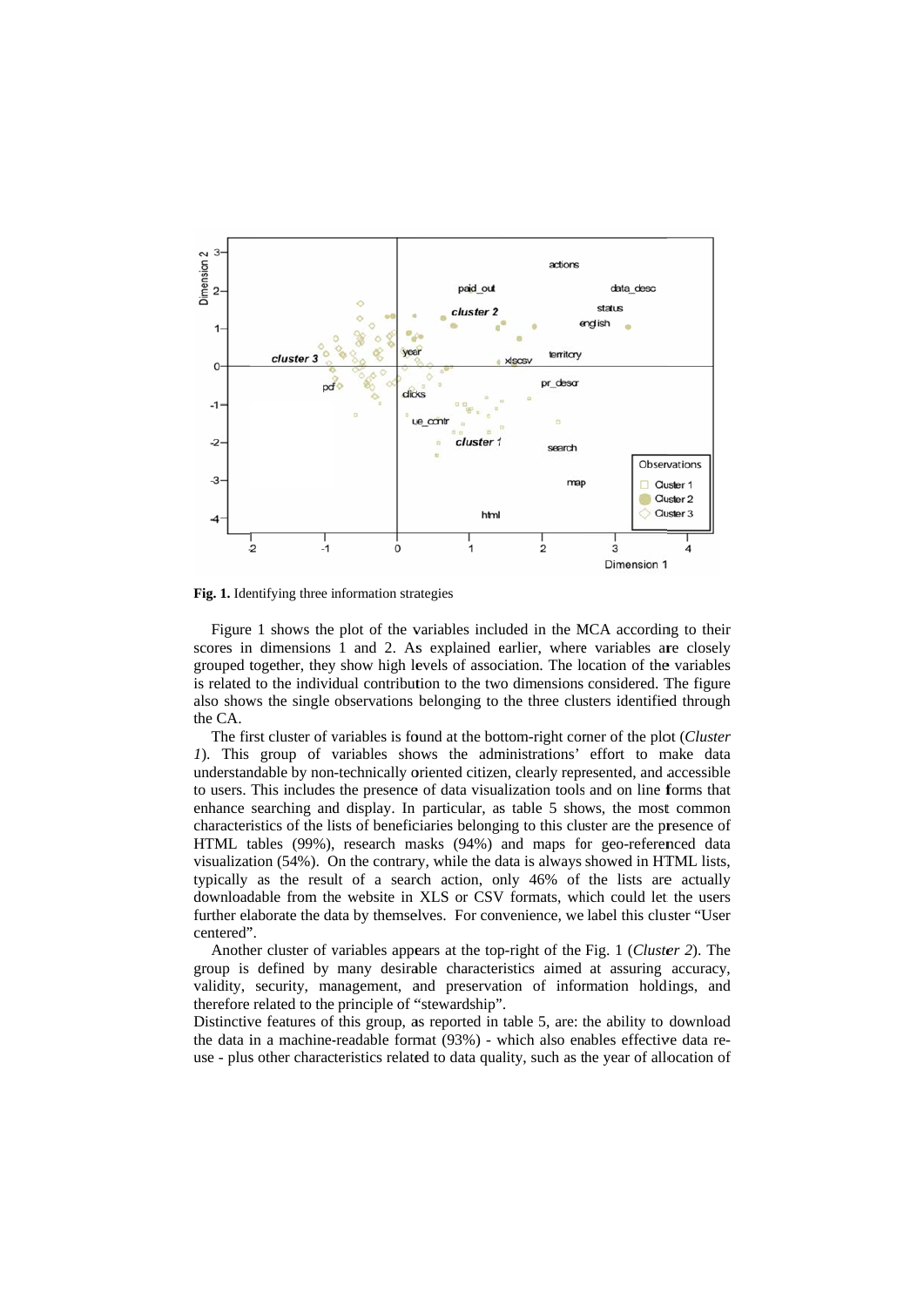**Fig. 1.** Identifying three information strategies

Figure 1 shows the plot of the variables included in the MCA according to their scores in dimensions 1 and 2. As explained earlier, where variables are closely grouped together, they show high levels of association. The location of the variables is related to the individual contribution to the two dimensions considered. The figure also shows the single observations belonging to the three clusters identified through the CA.

The first cluster of variables is found at the bottom-right corner of the plot (*Cluster 1*). This group of variables shows the administrations' effort to make data understandable by non-technically oriented citizen, clearly represented, and accessible to users. This includes the presence of data visualization tools and on line forms that enhance searching and display. In particular, as table 5 shows, the most common characteristics of the lists of beneficiaries belonging to this cluster are the presence of HTML tables (99%), research masks (94%) and maps for geo-referenced data visualization (54%). On the contrary, while the data is always showed in HTML lists, typically as the result of a search action, only 46% of the lists are actually downloadable from the website in XLS or CSV formats, which could let the users further elaborate the data by themselves. For convenience, we label this cluster "User centered".

Another cluster of variables appears at the top-right of the Fig. 1 (*Cluster 2*). The group is defined by many desirable characteristics aimed at assuring accuracy, validity, security, management, and preservation of information holdings, and therefore related to the principle of "stewardship".

Distinctive features of this group, as reported in table 5, are: the ability to download the data in a machine-readable format (93%) - which also enables effective data re-use - plus other characteristics related to data quality, such as the year of allocation of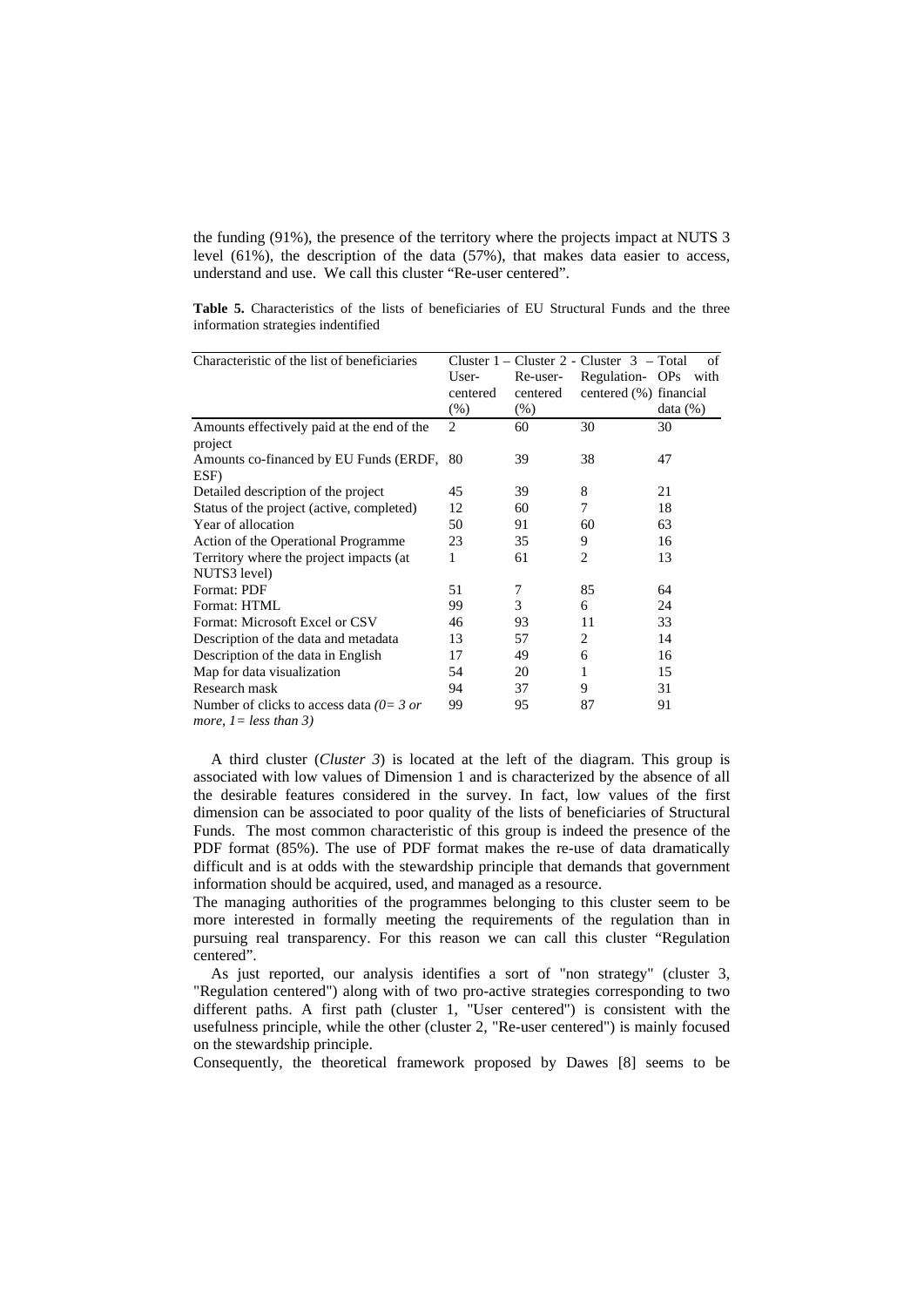the funding (91%), the presence of the territory where the projects impact at NUTS 3 level (61%), the description of the data (57%), that makes data easier to access, understand and use. We call this cluster "Re-user centered".

**Table 5.** Characteristics of the lists of beneficiaries of EU Structural Funds and the three information strategies indentified

| Characteristic of the list of beneficiaries | Cluster 1 – User-centered (%) | Cluster 2 - Re-user-centered (%) | Cluster 3 – Regulation-centered (%) | Total of OPs with financial data (%) |
|---|---|---|---|---|
| Amounts effectively paid at the end of the project | 2 | 60 | 30 | 30 |
| Amounts co-financed by EU Funds (ERDF, ESF) | 80 | 39 | 38 | 47 |
| Detailed description of the project | 45 | 39 | 8 | 21 |
| Status of the project (active, completed) | 12 | 60 | 7 | 18 |
| Year of allocation | 50 | 91 | 60 | 63 |
| Action of the Operational Programme | 23 | 35 | 9 | 16 |
| Territory where the project impacts (at NUTS3 level) | 1 | 61 | 2 | 13 |
| Format: PDF | 51 | 7 | 85 | 64 |
| Format: HTML | 99 | 3 | 6 | 24 |
| Format: Microsoft Excel or CSV | 46 | 93 | 11 | 33 |
| Description of the data and metadata | 13 | 57 | 2 | 14 |
| Description of the data in English | 17 | 49 | 6 | 16 |
| Map for data visualization | 54 | 20 | 1 | 15 |
| Research mask | 94 | 37 | 9 | 31 |
| Number of clicks to access data *(0= 3 or more, 1= less than 3)* | 99 | 95 | 87 | 91 |

A third cluster (*Cluster 3*) is located at the left of the diagram. This group is associated with low values of Dimension 1 and is characterized by the absence of all the desirable features considered in the survey. In fact, low values of the first dimension can be associated to poor quality of the lists of beneficiaries of Structural Funds. The most common characteristic of this group is indeed the presence of the PDF format (85%). The use of PDF format makes the re-use of data dramatically difficult and is at odds with the stewardship principle that demands that government information should be acquired, used, and managed as a resource.

The managing authorities of the programmes belonging to this cluster seem to be more interested in formally meeting the requirements of the regulation than in pursuing real transparency. For this reason we can call this cluster "Regulation centered".

As just reported, our analysis identifies a sort of "non strategy" (cluster 3, "Regulation centered") along with of two pro-active strategies corresponding to two different paths. A first path (cluster 1, "User centered") is consistent with the usefulness principle, while the other (cluster 2, "Re-user centered") is mainly focused on the stewardship principle.

Consequently, the theoretical framework proposed by Dawes [8] seems to be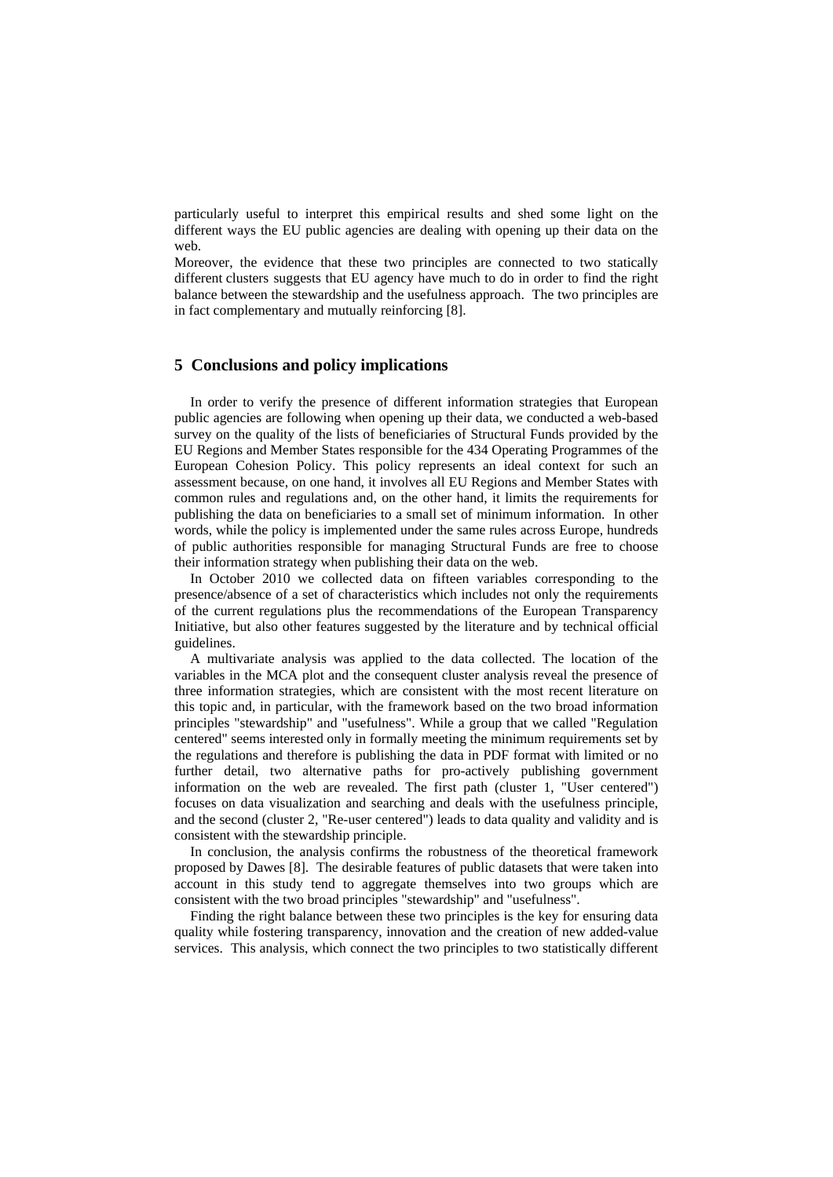particularly useful to interpret this empirical results and shed some light on the different ways the EU public agencies are dealing with opening up their data on the web.

Moreover, the evidence that these two principles are connected to two statically different clusters suggests that EU agency have much to do in order to find the right balance between the stewardship and the usefulness approach. The two principles are in fact complementary and mutually reinforcing [8].

## 5 Conclusions and policy implications

In order to verify the presence of different information strategies that European public agencies are following when opening up their data, we conducted a web-based survey on the quality of the lists of beneficiaries of Structural Funds provided by the EU Regions and Member States responsible for the 434 Operating Programmes of the European Cohesion Policy. This policy represents an ideal context for such an assessment because, on one hand, it involves all EU Regions and Member States with common rules and regulations and, on the other hand, it limits the requirements for publishing the data on beneficiaries to a small set of minimum information. In other words, while the policy is implemented under the same rules across Europe, hundreds of public authorities responsible for managing Structural Funds are free to choose their information strategy when publishing their data on the web.

In October 2010 we collected data on fifteen variables corresponding to the presence/absence of a set of characteristics which includes not only the requirements of the current regulations plus the recommendations of the European Transparency Initiative, but also other features suggested by the literature and by technical official guidelines.

A multivariate analysis was applied to the data collected. The location of the variables in the MCA plot and the consequent cluster analysis reveal the presence of three information strategies, which are consistent with the most recent literature on this topic and, in particular, with the framework based on the two broad information principles "stewardship" and "usefulness". While a group that we called "Regulation centered" seems interested only in formally meeting the minimum requirements set by the regulations and therefore is publishing the data in PDF format with limited or no further detail, two alternative paths for pro-actively publishing government information on the web are revealed. The first path (cluster 1, "User centered") focuses on data visualization and searching and deals with the usefulness principle, and the second (cluster 2, "Re-user centered") leads to data quality and validity and is consistent with the stewardship principle.

In conclusion, the analysis confirms the robustness of the theoretical framework proposed by Dawes [8]. The desirable features of public datasets that were taken into account in this study tend to aggregate themselves into two groups which are consistent with the two broad principles "stewardship" and "usefulness".

Finding the right balance between these two principles is the key for ensuring data quality while fostering transparency, innovation and the creation of new added-value services. This analysis, which connect the two principles to two statistically different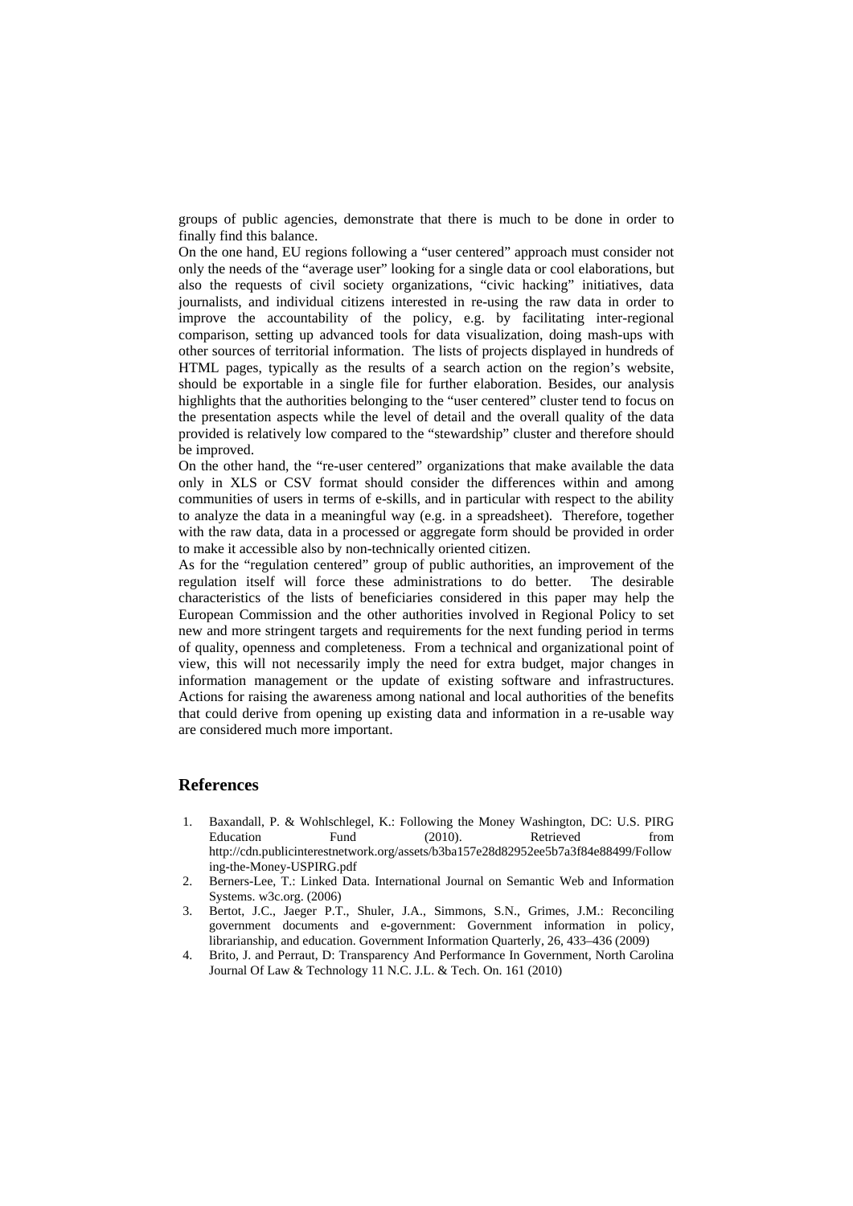groups of public agencies, demonstrate that there is much to be done in order to finally find this balance.

On the one hand, EU regions following a "user centered" approach must consider not only the needs of the "average user" looking for a single data or cool elaborations, but also the requests of civil society organizations, "civic hacking" initiatives, data journalists, and individual citizens interested in re-using the raw data in order to improve the accountability of the policy, e.g. by facilitating inter-regional comparison, setting up advanced tools for data visualization, doing mash-ups with other sources of territorial information. The lists of projects displayed in hundreds of HTML pages, typically as the results of a search action on the region's website, should be exportable in a single file for further elaboration. Besides, our analysis highlights that the authorities belonging to the "user centered" cluster tend to focus on the presentation aspects while the level of detail and the overall quality of the data provided is relatively low compared to the "stewardship" cluster and therefore should be improved.

On the other hand, the "re-user centered" organizations that make available the data only in XLS or CSV format should consider the differences within and among communities of users in terms of e-skills, and in particular with respect to the ability to analyze the data in a meaningful way (e.g. in a spreadsheet). Therefore, together with the raw data, data in a processed or aggregate form should be provided in order to make it accessible also by non-technically oriented citizen.

As for the "regulation centered" group of public authorities, an improvement of the regulation itself will force these administrations to do better. The desirable characteristics of the lists of beneficiaries considered in this paper may help the European Commission and the other authorities involved in Regional Policy to set new and more stringent targets and requirements for the next funding period in terms of quality, openness and completeness. From a technical and organizational point of view, this will not necessarily imply the need for extra budget, major changes in information management or the update of existing software and infrastructures. Actions for raising the awareness among national and local authorities of the benefits that could derive from opening up existing data and information in a re-usable way are considered much more important.

## References

1. Baxandall, P. & Wohlschlegel, K.: Following the Money Washington, DC: U.S. PIRG Education Fund (2010). Retrieved from http://cdn.publicinterestnetwork.org/assets/b3ba157e28d82952ee5b7a3f84e88499/Following-the-Money-USPIRG.pdf
2. Berners-Lee, T.: Linked Data. International Journal on Semantic Web and Information Systems. w3c.org. (2006)
3. Bertot, J.C., Jaeger P.T., Shuler, J.A., Simmons, S.N., Grimes, J.M.: Reconciling government documents and e-government: Government information in policy, librarianship, and education. Government Information Quarterly, 26, 433–436 (2009)
4. Brito, J. and Perraut, D: Transparency And Performance In Government, North Carolina Journal Of Law & Technology 11 N.C. J.L. & Tech. On. 161 (2010)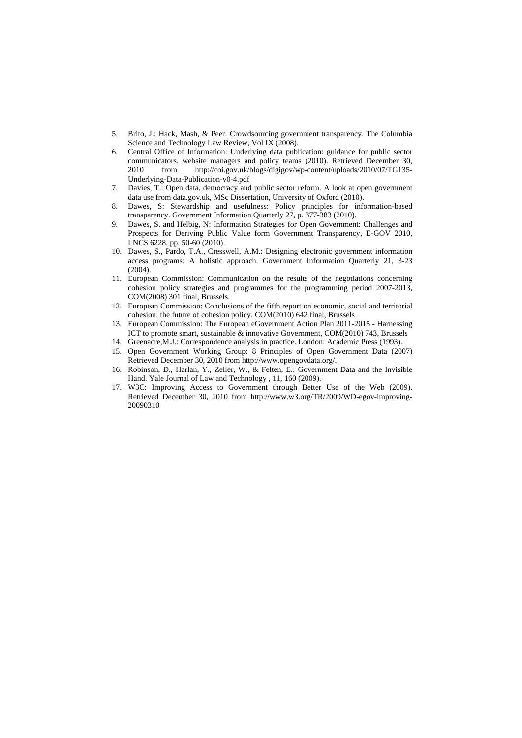5. Brito, J.: Hack, Mash, & Peer: Crowdsourcing government transparency. The Columbia Science and Technology Law Review, Vol IX (2008).
6. Central Office of Information: Underlying data publication: guidance for public sector communicators, website managers and policy teams (2010). Retrieved December 30, 2010 from http://coi.gov.uk/blogs/digigov/wp-content/uploads/2010/07/TG135-Underlying-Data-Publication-v0-4.pdf
7. Davies, T.: Open data, democracy and public sector reform. A look at open government data use from data.gov.uk, MSc Dissertation, University of Oxford (2010).
8. Dawes, S: Stewardship and usefulness: Policy principles for information-based transparency. Government Information Quarterly 27, p. 377-383 (2010).
9. Dawes, S. and Helbig, N: Information Strategies for Open Government: Challenges and Prospects for Deriving Public Value form Government Transparency, E-GOV 2010, LNCS 6228, pp. 50-60 (2010).
10. Dawes, S., Pardo, T.A., Cresswell, A.M.: Designing electronic government information access programs: A holistic approach. Government Information Quarterly 21, 3-23 (2004).
11. European Commission: Communication on the results of the negotiations concerning cohesion policy strategies and programmes for the programming period 2007-2013, COM(2008) 301 final, Brussels.
12. European Commission: Conclusions of the fifth report on economic, social and territorial cohesion: the future of cohesion policy. COM(2010) 642 final, Brussels
13. European Commission: The European eGovernment Action Plan 2011-2015 - Harnessing ICT to promote smart, sustainable & innovative Government, COM(2010) 743, Brussels
14. Greenacre,M.J.: Correspondence analysis in practice. London: Academic Press (1993).
15. Open Government Working Group: 8 Principles of Open Government Data (2007) Retrieved December 30, 2010 from http://www.opengovdata.org/.
16. Robinson, D., Harlan, Y., Zeller, W., & Felten, E.: Government Data and the Invisible Hand. Yale Journal of Law and Technology , 11, 160 (2009).
17. W3C: Improving Access to Government through Better Use of the Web (2009). Retrieved December 30, 2010 from http://www.w3.org/TR/2009/WD-egov-improving-20090310